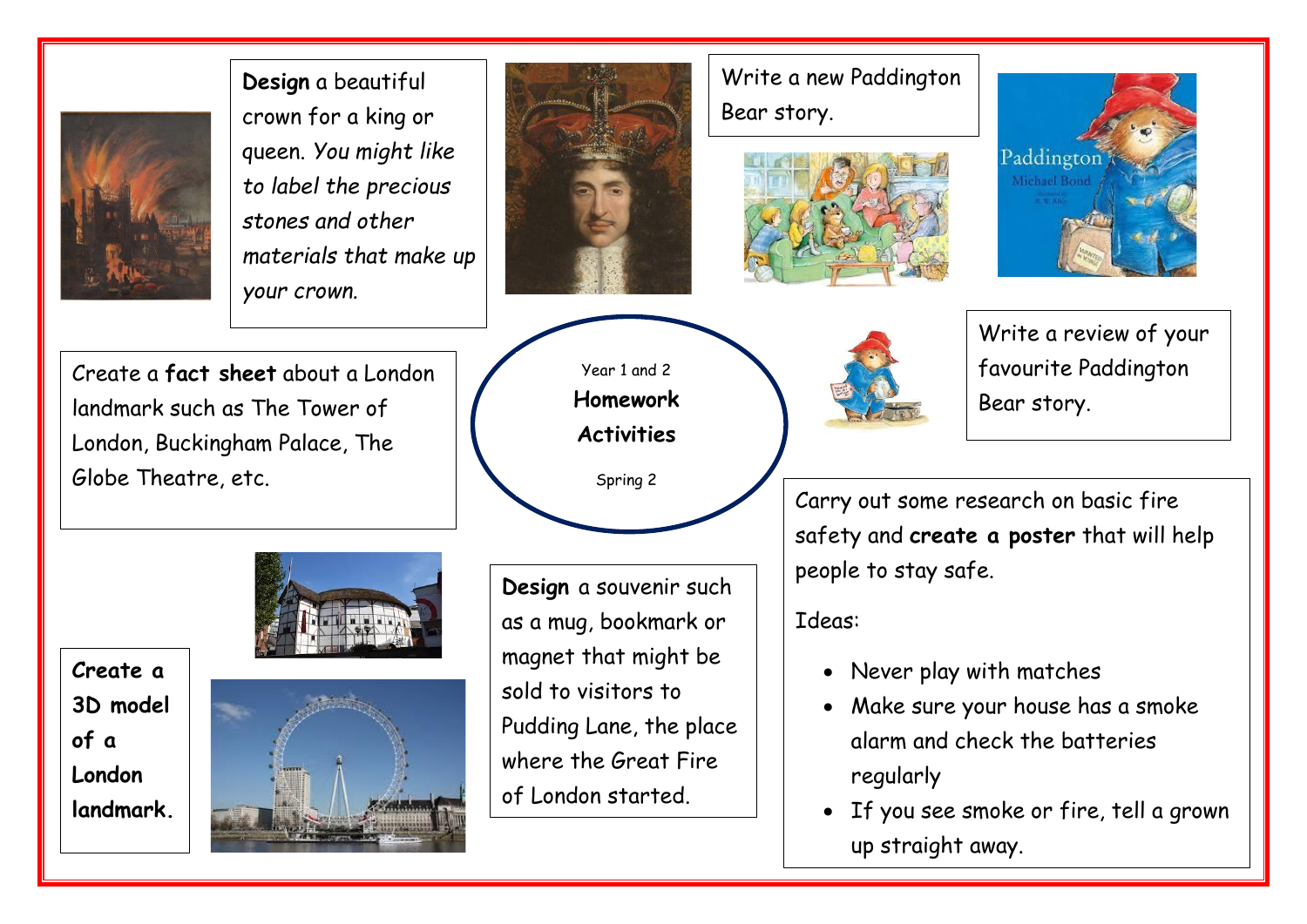# Year 1 and 2 Homework Activities

Spring 2

**Design** a beautiful crown for a king or queen. *You might like to label the precious stones and other materials that make up your crown.*

Write a new Paddington Bear story.

Write a review of your favourite Paddington Bear story.

Create a **fact sheet** about a London landmark such as The Tower of London, Buckingham Palace, The Globe Theatre, etc.

Carry out some research on basic fire safety and **create a poster** that will help people to stay safe.

Ideas:

- Never play with matches
- Make sure your house has a smoke alarm and check the batteries regularly
- If you see smoke or fire, tell a grown up straight away.

**Create a 3D model of a London landmark.**

**Design** a souvenir such as a mug, bookmark or magnet that might be sold to visitors to Pudding Lane, the place where the Great Fire of London started.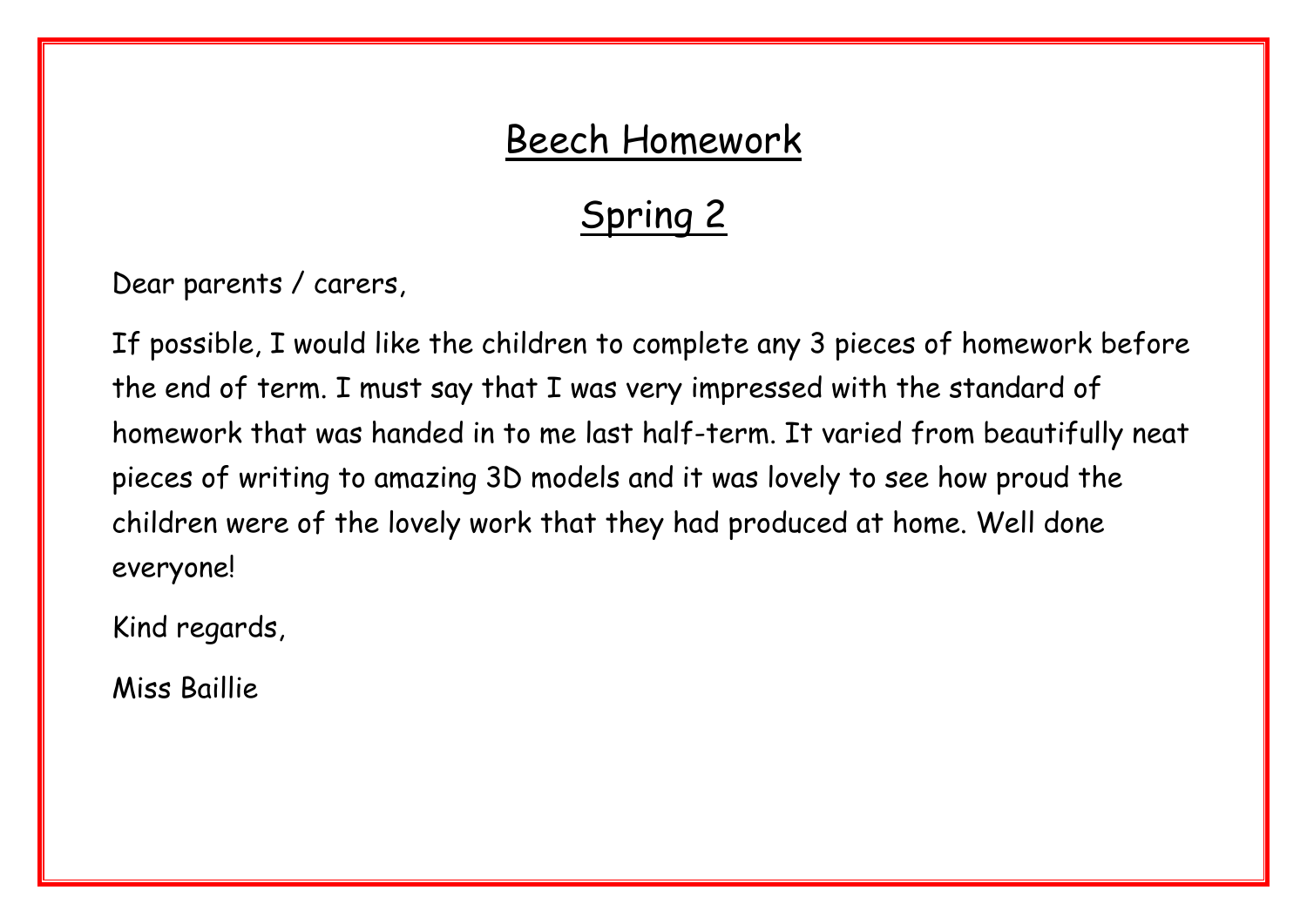# Beech Homework

## Spring 2

Dear parents / carers,

If possible, I would like the children to complete any 3 pieces of homework before the end of term. I must say that I was very impressed with the standard of homework that was handed in to me last half-term. It varied from beautifully neat pieces of writing to amazing 3D models and it was lovely to see how proud the children were of the lovely work that they had produced at home. Well done everyone!

Kind regards,

Miss Baillie